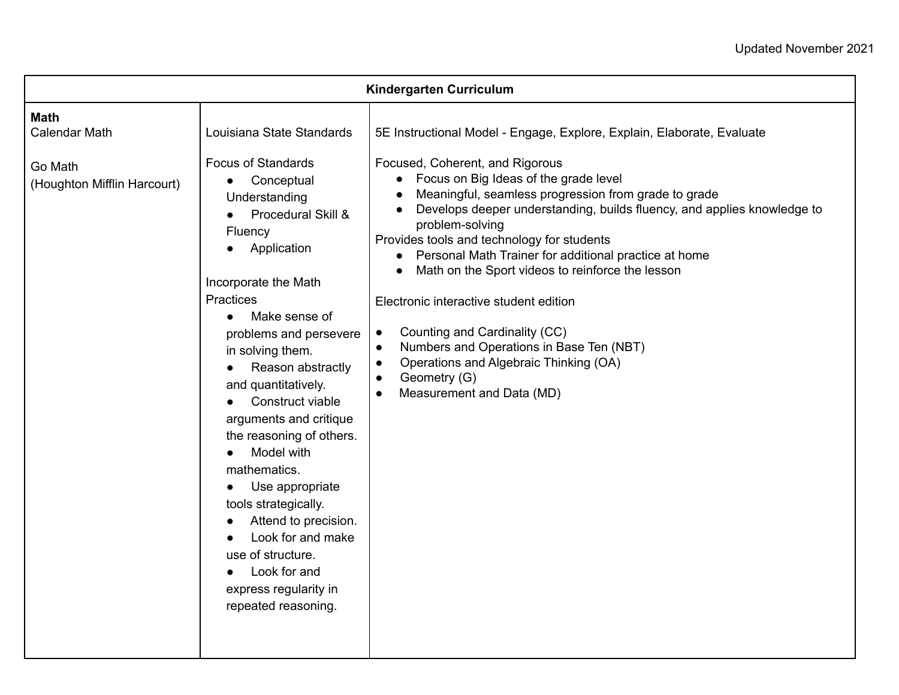Updated November 2021

| Kindergarten Curriculum | | |
|---|---|---|
| **Math**<br>Calendar Math<br><br>Go Math<br>(Houghton Mifflin Harcourt) | Louisiana State Standards<br><br>Focus of Standards<br>● Conceptual Understanding<br>● Procedural Skill & Fluency<br>● Application<br><br>Incorporate the Math Practices<br>● Make sense of problems and persevere in solving them.<br>● Reason abstractly and quantitatively.<br>● Construct viable arguments and critique the reasoning of others.<br>● Model with mathematics.<br>● Use appropriate tools strategically.<br>● Attend to precision.<br>● Look for and make use of structure.<br>● Look for and express regularity in repeated reasoning. | 5E Instructional Model - Engage, Explore, Explain, Elaborate, Evaluate<br><br>Focused, Coherent, and Rigorous<br>● Focus on Big Ideas of the grade level<br>● Meaningful, seamless progression from grade to grade<br>● Develops deeper understanding, builds fluency, and applies knowledge to problem-solving<br>Provides tools and technology for students<br>● Personal Math Trainer for additional practice at home<br>● Math on the Sport videos to reinforce the lesson<br><br>Electronic interactive student edition<br><br>● Counting and Cardinality (CC)<br>● Numbers and Operations in Base Ten (NBT)<br>● Operations and Algebraic Thinking (OA)<br>● Geometry (G)<br>● Measurement and Data (MD) |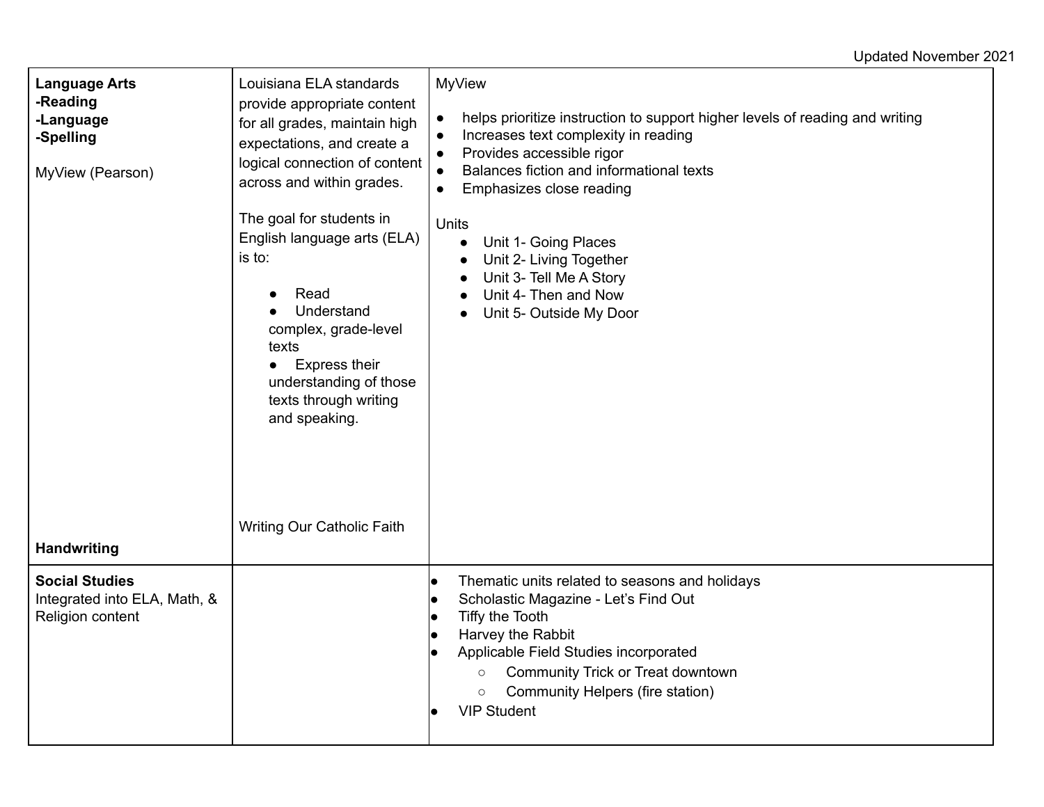Updated November 2021

| | | |
|---|---|---|
| **Language Arts**<br>**-Reading**<br>**-Language**<br>**-Spelling**<br><br>MyView (Pearson)<br><br>**Handwriting** | Louisiana ELA standards provide appropriate content for all grades, maintain high expectations, and create a logical connection of content across and within grades.<br><br>The goal for students in English language arts (ELA) is to:<br>● Read<br>● Understand complex, grade-level texts<br>● Express their understanding of those texts through writing and speaking.<br><br>Writing Our Catholic Faith | MyView<br>● helps prioritize instruction to support higher levels of reading and writing<br>● Increases text complexity in reading<br>● Provides accessible rigor<br>● Balances fiction and informational texts<br>● Emphasizes close reading<br><br>Units<br>● Unit 1- Going Places<br>● Unit 2- Living Together<br>● Unit 3- Tell Me A Story<br>● Unit 4- Then and Now<br>● Unit 5- Outside My Door |
| **Social Studies**<br>Integrated into ELA, Math, & Religion content | | ● Thematic units related to seasons and holidays<br>● Scholastic Magazine - Let's Find Out<br>● Tiffy the Tooth<br>● Harvey the Rabbit<br>● Applicable Field Studies incorporated<br>○ Community Trick or Treat downtown<br>○ Community Helpers (fire station)<br>● VIP Student |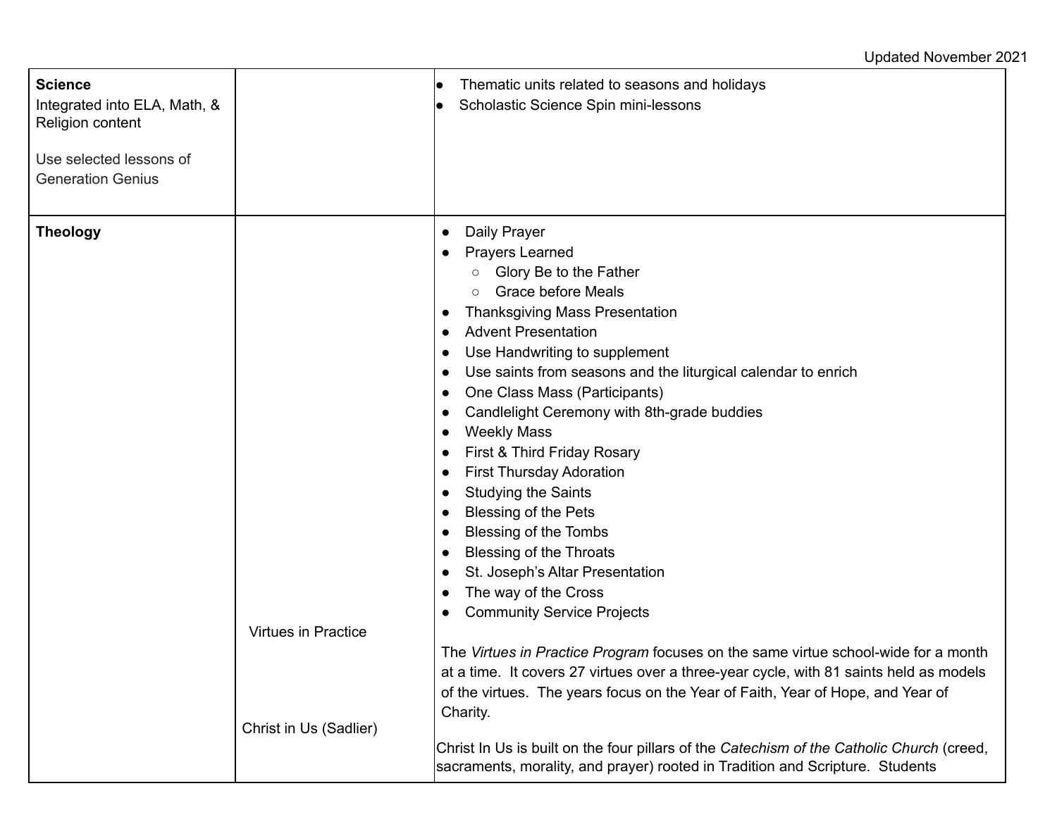Updated November 2021

| | | |
|---|---|---|
| **Science**<br>Integrated into ELA, Math, & Religion content<br><br>Use selected lessons of Generation Genius | | • Thematic units related to seasons and holidays<br>• Scholastic Science Spin mini-lessons |
| **Theology** | <br><br><br><br><br><br><br><br><br><br><br><br><br><br><br><br><br><br><br>Virtues in Practice<br><br><br><br><br>Christ in Us (Sadlier) | • Daily Prayer<br>• Prayers Learned<br>&nbsp;&nbsp;&nbsp;&nbsp;○ Glory Be to the Father<br>&nbsp;&nbsp;&nbsp;&nbsp;○ Grace before Meals<br>• Thanksgiving Mass Presentation<br>• Advent Presentation<br>• Use Handwriting to supplement<br>• Use saints from seasons and the liturgical calendar to enrich<br>• One Class Mass (Participants)<br>• Candlelight Ceremony with 8th-grade buddies<br>• Weekly Mass<br>• First & Third Friday Rosary<br>• First Thursday Adoration<br>• Studying the Saints<br>• Blessing of the Pets<br>• Blessing of the Tombs<br>• Blessing of the Throats<br>• St. Joseph's Altar Presentation<br>• The way of the Cross<br>• Community Service Projects<br><br>The *Virtues in Practice Program* focuses on the same virtue school-wide for a month at a time. It covers 27 virtues over a three-year cycle, with 81 saints held as models of the virtues. The years focus on the Year of Faith, Year of Hope, and Year of Charity.<br><br>Christ In Us is built on the four pillars of the *Catechism of the Catholic Church* (creed, sacraments, morality, and prayer) rooted in Tradition and Scripture. Students |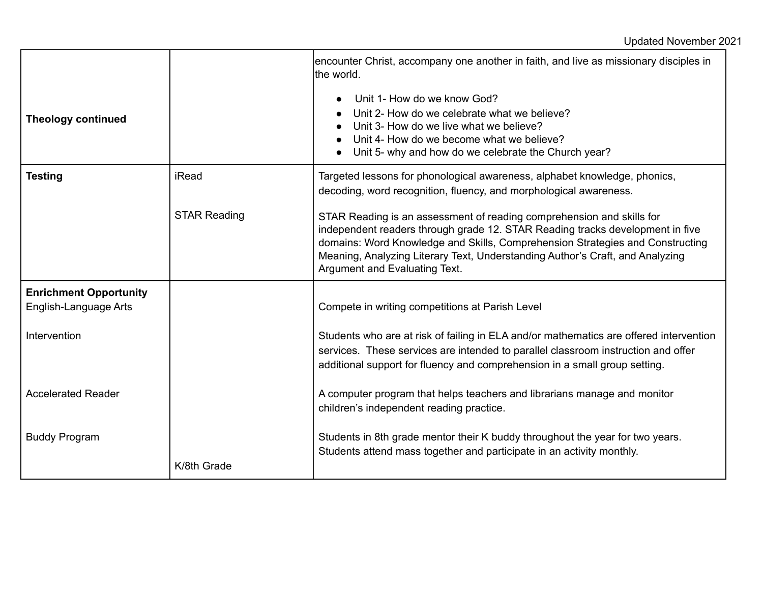| | | |
|---|---|---|
| **Theology continued** | | encounter Christ, accompany one another in faith, and live as missionary disciples in the world.<br><ul><li>Unit 1- How do we know God?</li><li>Unit 2- How do we celebrate what we believe?</li><li>Unit 3- How do we live what we believe?</li><li>Unit 4- How do we become what we believe?</li><li>Unit 5- why and how do we celebrate the Church year?</li></ul> |
| **Testing** | iRead<br><br>STAR Reading | Targeted lessons for phonological awareness, alphabet knowledge, phonics, decoding, word recognition, fluency, and morphological awareness.<br><br>STAR Reading is an assessment of reading comprehension and skills for independent readers through grade 12. STAR Reading tracks development in five domains: Word Knowledge and Skills, Comprehension Strategies and Constructing Meaning, Analyzing Literary Text, Understanding Author's Craft, and Analyzing Argument and Evaluating Text. |
| **Enrichment Opportunity**<br>English-Language Arts<br><br>Intervention<br><br>Accelerated Reader<br><br>Buddy Program | <br><br><br><br><br><br><br>K/8th Grade | Compete in writing competitions at Parish Level<br><br>Students who are at risk of failing in ELA and/or mathematics are offered intervention services. These services are intended to parallel classroom instruction and offer additional support for fluency and comprehension in a small group setting.<br><br>A computer program that helps teachers and librarians manage and monitor children's independent reading practice.<br><br>Students in 8th grade mentor their K buddy throughout the year for two years. Students attend mass together and participate in an activity monthly. |